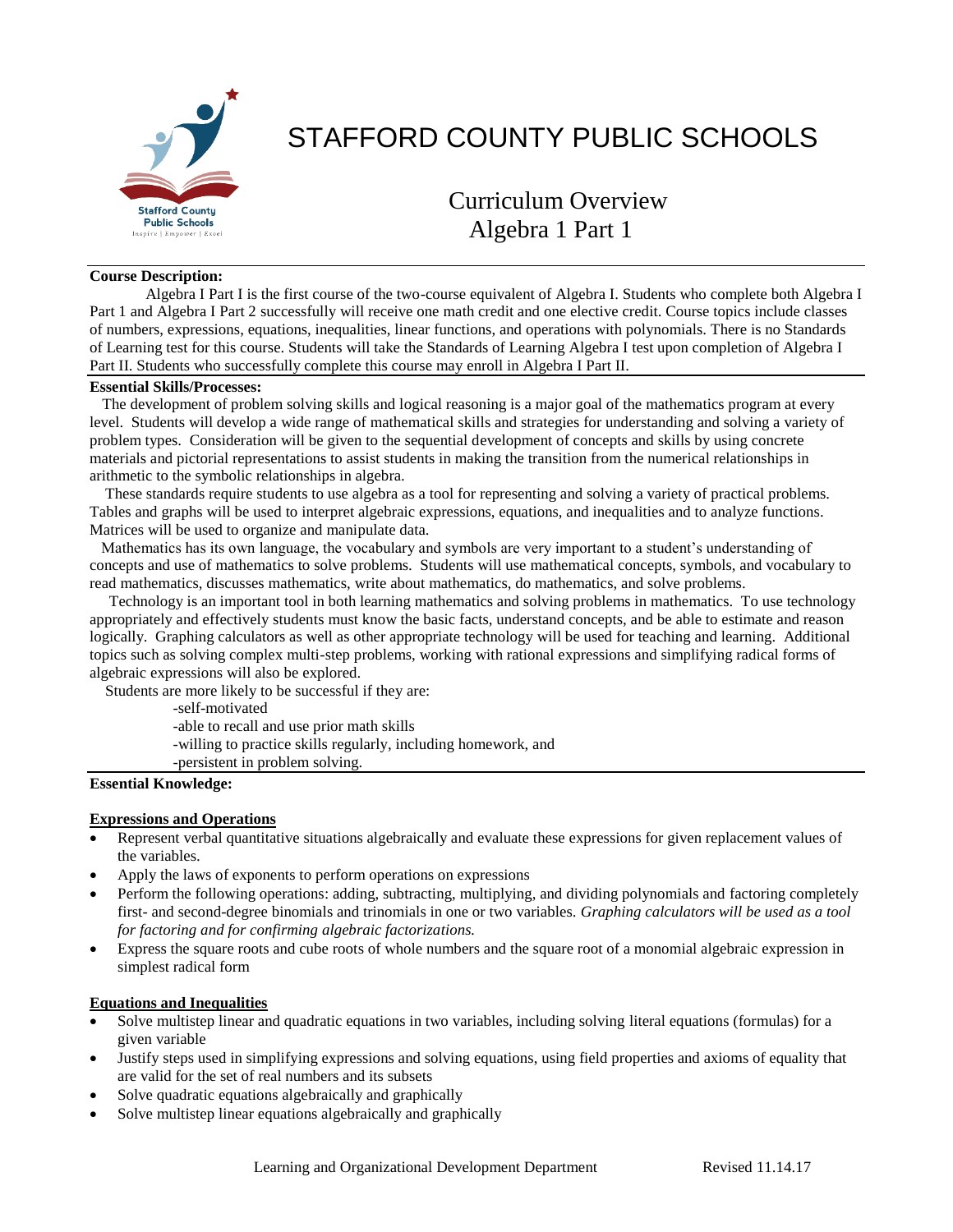# STAFFORD COUNTY PUBLIC SCHOOLS

## Curriculum Overview
## Algebra 1 Part 1

**Course Description:**

Algebra I Part I is the first course of the two-course equivalent of Algebra I. Students who complete both Algebra I Part 1 and Algebra I Part 2 successfully will receive one math credit and one elective credit. Course topics include classes of numbers, expressions, equations, inequalities, linear functions, and operations with polynomials. There is no Standards of Learning test for this course. Students will take the Standards of Learning Algebra I test upon completion of Algebra I Part II. Students who successfully complete this course may enroll in Algebra I Part II.

**Essential Skills/Processes:**

The development of problem solving skills and logical reasoning is a major goal of the mathematics program at every level. Students will develop a wide range of mathematical skills and strategies for understanding and solving a variety of problem types. Consideration will be given to the sequential development of concepts and skills by using concrete materials and pictorial representations to assist students in making the transition from the numerical relationships in arithmetic to the symbolic relationships in algebra.

These standards require students to use algebra as a tool for representing and solving a variety of practical problems. Tables and graphs will be used to interpret algebraic expressions, equations, and inequalities and to analyze functions. Matrices will be used to organize and manipulate data.

Mathematics has its own language, the vocabulary and symbols are very important to a student's understanding of concepts and use of mathematics to solve problems. Students will use mathematical concepts, symbols, and vocabulary to read mathematics, discusses mathematics, write about mathematics, do mathematics, and solve problems.

Technology is an important tool in both learning mathematics and solving problems in mathematics. To use technology appropriately and effectively students must know the basic facts, understand concepts, and be able to estimate and reason logically. Graphing calculators as well as other appropriate technology will be used for teaching and learning. Additional topics such as solving complex multi-step problems, working with rational expressions and simplifying radical forms of algebraic expressions will also be explored.

Students are more likely to be successful if they are:

-self-motivated
-able to recall and use prior math skills
-willing to practice skills regularly, including homework, and
-persistent in problem solving.

**Essential Knowledge:**

**Expressions and Operations**

- Represent verbal quantitative situations algebraically and evaluate these expressions for given replacement values of the variables.
- Apply the laws of exponents to perform operations on expressions
- Perform the following operations: adding, subtracting, multiplying, and dividing polynomials and factoring completely first- and second-degree binomials and trinomials in one or two variables. *Graphing calculators will be used as a tool for factoring and for confirming algebraic factorizations.*
- Express the square roots and cube roots of whole numbers and the square root of a monomial algebraic expression in simplest radical form

**Equations and Inequalities**

- Solve multistep linear and quadratic equations in two variables, including solving literal equations (formulas) for a given variable
- Justify steps used in simplifying expressions and solving equations, using field properties and axioms of equality that are valid for the set of real numbers and its subsets
- Solve quadratic equations algebraically and graphically
- Solve multistep linear equations algebraically and graphically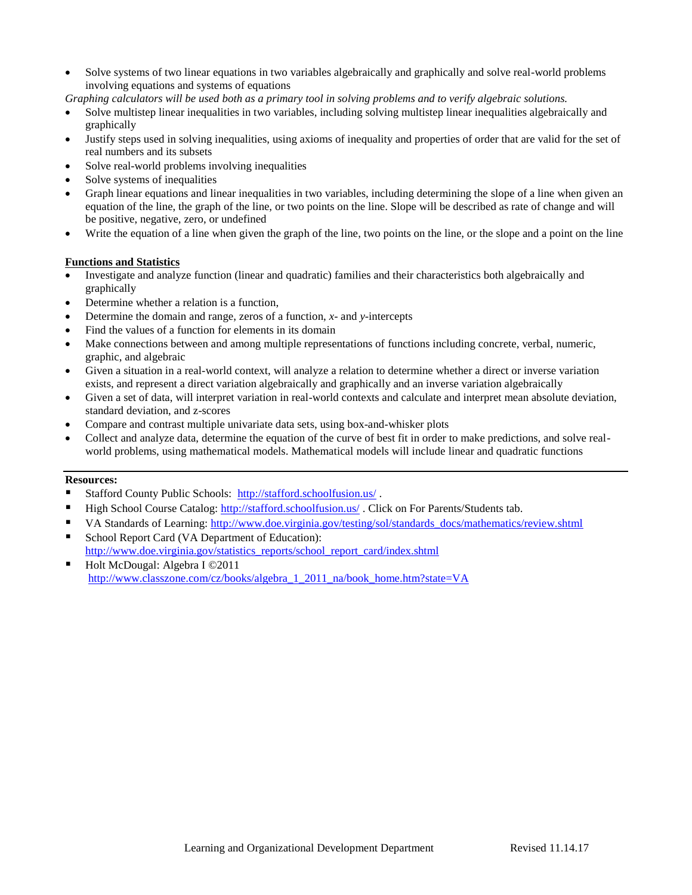- Solve systems of two linear equations in two variables algebraically and graphically and solve real-world problems involving equations and systems of equations

*Graphing calculators will be used both as a primary tool in solving problems and to verify algebraic solutions.*

- Solve multistep linear inequalities in two variables, including solving multistep linear inequalities algebraically and graphically
- Justify steps used in solving inequalities, using axioms of inequality and properties of order that are valid for the set of real numbers and its subsets
- Solve real-world problems involving inequalities
- Solve systems of inequalities
- Graph linear equations and linear inequalities in two variables, including determining the slope of a line when given an equation of the line, the graph of the line, or two points on the line. Slope will be described as rate of change and will be positive, negative, zero, or undefined
- Write the equation of a line when given the graph of the line, two points on the line, or the slope and a point on the line

**Functions and Statistics**

- Investigate and analyze function (linear and quadratic) families and their characteristics both algebraically and graphically
- Determine whether a relation is a function,
- Determine the domain and range, zeros of a function, $x$- and $y$-intercepts
- Find the values of a function for elements in its domain
- Make connections between and among multiple representations of functions including concrete, verbal, numeric, graphic, and algebraic
- Given a situation in a real-world context, will analyze a relation to determine whether a direct or inverse variation exists, and represent a direct variation algebraically and graphically and an inverse variation algebraically
- Given a set of data, will interpret variation in real-world contexts and calculate and interpret mean absolute deviation, standard deviation, and z-scores
- Compare and contrast multiple univariate data sets, using box-and-whisker plots
- Collect and analyze data, determine the equation of the curve of best fit in order to make predictions, and solve real-world problems, using mathematical models. Mathematical models will include linear and quadratic functions

**Resources:**

- Stafford County Public Schools: http://stafford.schoolfusion.us/ .
- High School Course Catalog: http://stafford.schoolfusion.us/ . Click on For Parents/Students tab.
- VA Standards of Learning: http://www.doe.virginia.gov/testing/sol/standards_docs/mathematics/review.shtml
- School Report Card (VA Department of Education): http://www.doe.virginia.gov/statistics_reports/school_report_card/index.shtml
- Holt McDougal: Algebra I ©2011 http://www.classzone.com/cz/books/algebra_1_2011_na/book_home.htm?state=VA